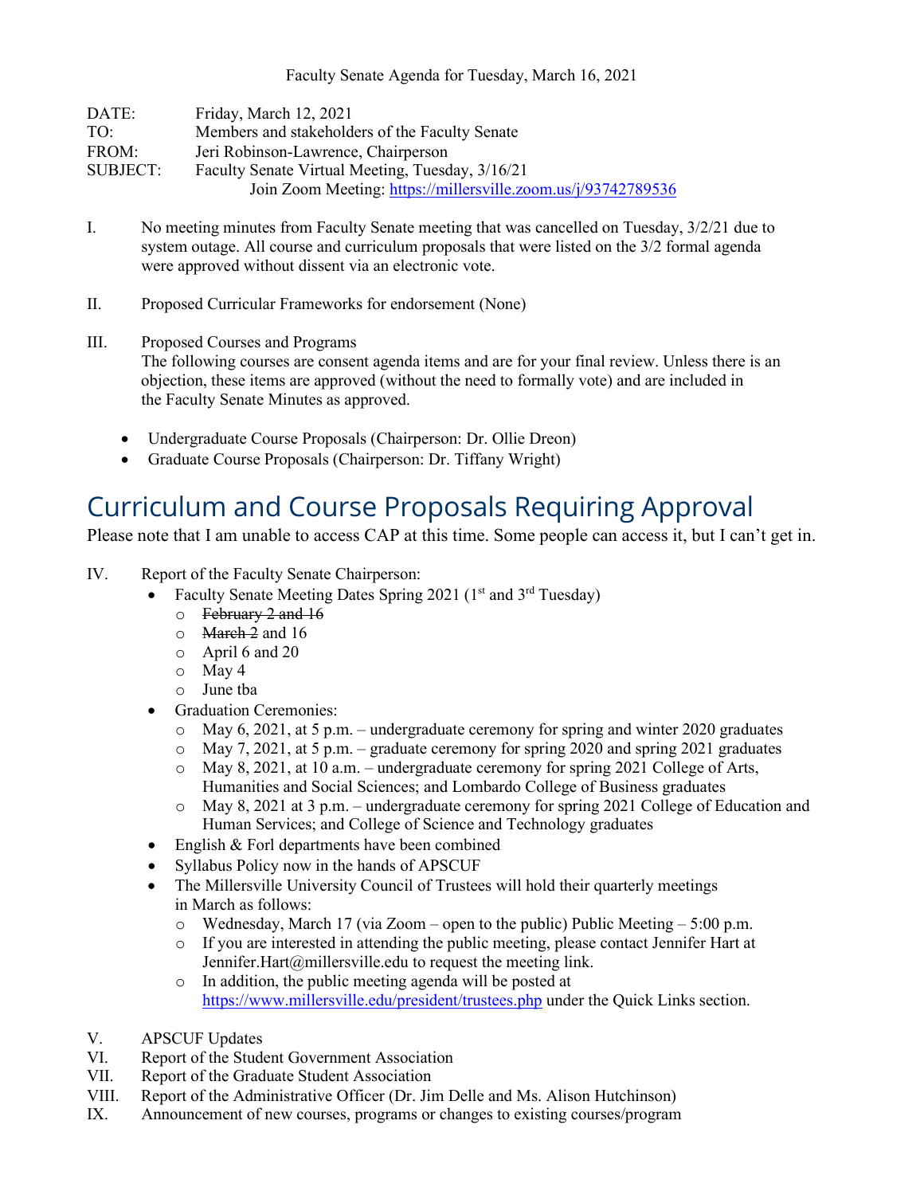Faculty Senate Agenda for Tuesday, March 16, 2021

DATE: Friday, March 12, 2021
TO: Members and stakeholders of the Faculty Senate
FROM: Jeri Robinson-Lawrence, Chairperson
SUBJECT: Faculty Senate Virtual Meeting, Tuesday, 3/16/21
Join Zoom Meeting: https://millersville.zoom.us/j/93742789536

I. No meeting minutes from Faculty Senate meeting that was cancelled on Tuesday, 3/2/21 due to system outage. All course and curriculum proposals that were listed on the 3/2 formal agenda were approved without dissent via an electronic vote.

II. Proposed Curricular Frameworks for endorsement (None)

III. Proposed Courses and Programs
The following courses are consent agenda items and are for your final review. Unless there is an objection, these items are approved (without the need to formally vote) and are included in the Faculty Senate Minutes as approved.

- Undergraduate Course Proposals (Chairperson: Dr. Ollie Dreon)
- Graduate Course Proposals (Chairperson: Dr. Tiffany Wright)

# Curriculum and Course Proposals Requiring Approval

Please note that I am unable to access CAP at this time. Some people can access it, but I can't get in.

IV. Report of the Faculty Senate Chairperson:
- Faculty Senate Meeting Dates Spring 2021 (1st and 3rd Tuesday)
  - ~~February 2 and 16~~
  - ~~March 2~~ and 16
  - April 6 and 20
  - May 4
  - June tba
- Graduation Ceremonies:
  - May 6, 2021, at 5 p.m. – undergraduate ceremony for spring and winter 2020 graduates
  - May 7, 2021, at 5 p.m. – graduate ceremony for spring 2020 and spring 2021 graduates
  - May 8, 2021, at 10 a.m. – undergraduate ceremony for spring 2021 College of Arts, Humanities and Social Sciences; and Lombardo College of Business graduates
  - May 8, 2021 at 3 p.m. – undergraduate ceremony for spring 2021 College of Education and Human Services; and College of Science and Technology graduates
- English & Forl departments have been combined
- Syllabus Policy now in the hands of APSCUF
- The Millersville University Council of Trustees will hold their quarterly meetings in March as follows:
  - Wednesday, March 17 (via Zoom – open to the public) Public Meeting – 5:00 p.m.
  - If you are interested in attending the public meeting, please contact Jennifer Hart at Jennifer.Hart@millersville.edu to request the meeting link.
  - In addition, the public meeting agenda will be posted at https://www.millersville.edu/president/trustees.php under the Quick Links section.

V. APSCUF Updates

VI. Report of the Student Government Association

VII. Report of the Graduate Student Association

VIII. Report of the Administrative Officer (Dr. Jim Delle and Ms. Alison Hutchinson)

IX. Announcement of new courses, programs or changes to existing courses/program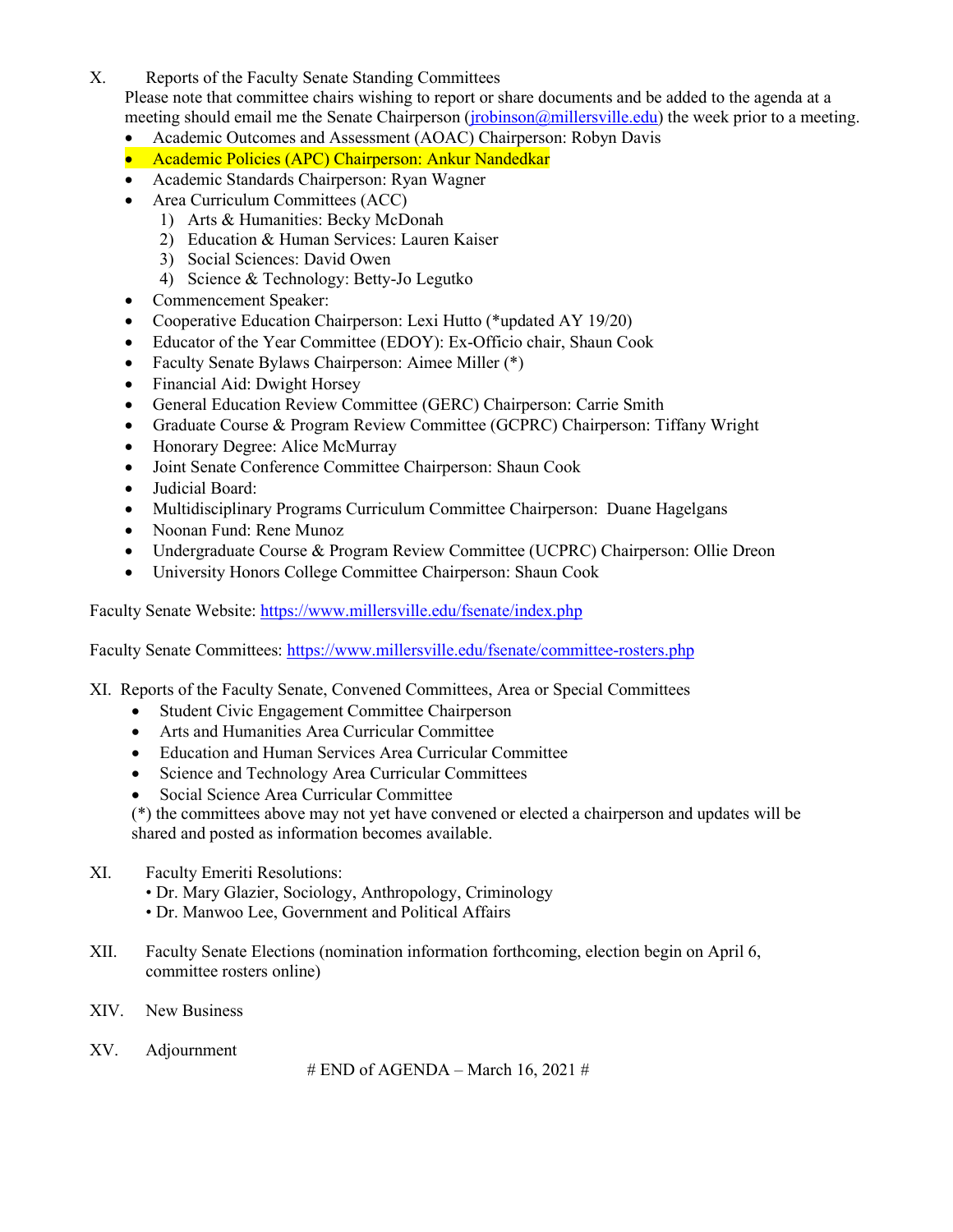X. Reports of the Faculty Senate Standing Committees

Please note that committee chairs wishing to report or share documents and be added to the agenda at a meeting should email me the Senate Chairperson (jrobinson@millersville.edu) the week prior to a meeting.

- Academic Outcomes and Assessment (AOAC) Chairperson: Robyn Davis
- Academic Policies (APC) Chairperson: Ankur Nandedkar
- Academic Standards Chairperson: Ryan Wagner
- Area Curriculum Committees (ACC)
    1) Arts & Humanities: Becky McDonah
    2) Education & Human Services: Lauren Kaiser
    3) Social Sciences: David Owen
    4) Science & Technology: Betty-Jo Legutko
- Commencement Speaker:
- Cooperative Education Chairperson: Lexi Hutto (*updated AY 19/20)
- Educator of the Year Committee (EDOY): Ex-Officio chair, Shaun Cook
- Faculty Senate Bylaws Chairperson: Aimee Miller (*)
- Financial Aid: Dwight Horsey
- General Education Review Committee (GERC) Chairperson: Carrie Smith
- Graduate Course & Program Review Committee (GCPRC) Chairperson: Tiffany Wright
- Honorary Degree: Alice McMurray
- Joint Senate Conference Committee Chairperson: Shaun Cook
- Judicial Board:
- Multidisciplinary Programs Curriculum Committee Chairperson: Duane Hagelgans
- Noonan Fund: Rene Munoz
- Undergraduate Course & Program Review Committee (UCPRC) Chairperson: Ollie Dreon
- University Honors College Committee Chairperson: Shaun Cook

Faculty Senate Website: https://www.millersville.edu/fsenate/index.php

Faculty Senate Committees: https://www.millersville.edu/fsenate/committee-rosters.php

XI. Reports of the Faculty Senate, Convened Committees, Area or Special Committees

- Student Civic Engagement Committee Chairperson
- Arts and Humanities Area Curricular Committee
- Education and Human Services Area Curricular Committee
- Science and Technology Area Curricular Committees
- Social Science Area Curricular Committee

(*) the committees above may not yet have convened or elected a chairperson and updates will be shared and posted as information becomes available.

XI. Faculty Emeriti Resolutions:

- Dr. Mary Glazier, Sociology, Anthropology, Criminology
- Dr. Manwoo Lee, Government and Political Affairs

XII. Faculty Senate Elections (nomination information forthcoming, election begin on April 6, committee rosters online)

XIV. New Business

XV. Adjournment

# END of AGENDA – March 16, 2021 #